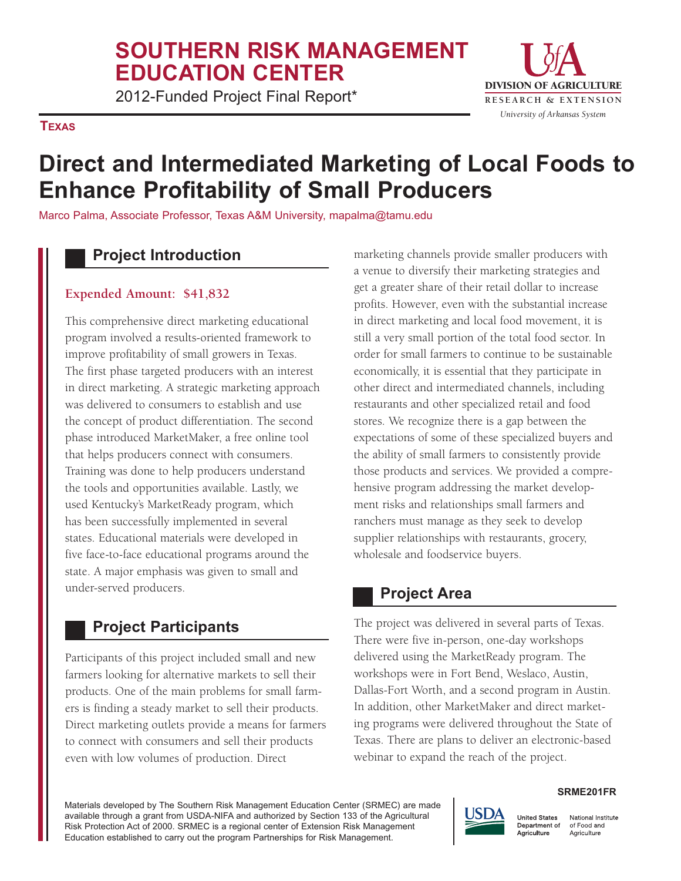# SOUTHERN RISK MANAGEMENT EDUCATION CENTER

2012-Funded Project Final Report*

**TEXAS**

# Direct and Intermediated Marketing of Local Foods to Enhance Profitability of Small Producers

Marco Palma, Associate Professor, Texas A&M University, mapalma@tamu.edu

## Project Introduction

**Expended Amount: $41,832**

This comprehensive direct marketing educational program involved a results-oriented framework to improve profitability of small growers in Texas. The first phase targeted producers with an interest in direct marketing. A strategic marketing approach was delivered to consumers to establish and use the concept of product differentiation. The second phase introduced MarketMaker, a free online tool that helps producers connect with consumers. Training was done to help producers understand the tools and opportunities available. Lastly, we used Kentucky's MarketReady program, which has been successfully implemented in several states. Educational materials were developed in five face-to-face educational programs around the state. A major emphasis was given to small and under-served producers.

## Project Participants

Participants of this project included small and new farmers looking for alternative markets to sell their products. One of the main problems for small farmers is finding a steady market to sell their products. Direct marketing outlets provide a means for farmers to connect with consumers and sell their products even with low volumes of production. Direct marketing channels provide smaller producers with a venue to diversify their marketing strategies and get a greater share of their retail dollar to increase profits. However, even with the substantial increase in direct marketing and local food movement, it is still a very small portion of the total food sector. In order for small farmers to continue to be sustainable economically, it is essential that they participate in other direct and intermediated channels, including restaurants and other specialized retail and food stores. We recognize there is a gap between the expectations of some of these specialized buyers and the ability of small farmers to consistently provide those products and services. We provided a comprehensive program addressing the market development risks and relationships small farmers and ranchers must manage as they seek to develop supplier relationships with restaurants, grocery, wholesale and foodservice buyers.

## Project Area

The project was delivered in several parts of Texas. There were five in-person, one-day workshops delivered using the MarketReady program. The workshops were in Fort Bend, Weslaco, Austin, Dallas-Fort Worth, and a second program in Austin. In addition, other MarketMaker and direct marketing programs were delivered throughout the State of Texas. There are plans to deliver an electronic-based webinar to expand the reach of the project.

SRME201FR

Materials developed by The Southern Risk Management Education Center (SRMEC) are made available through a grant from USDA-NIFA and authorized by Section 133 of the Agricultural Risk Protection Act of 2000. SRMEC is a regional center of Extension Risk Management Education established to carry out the program Partnerships for Risk Management.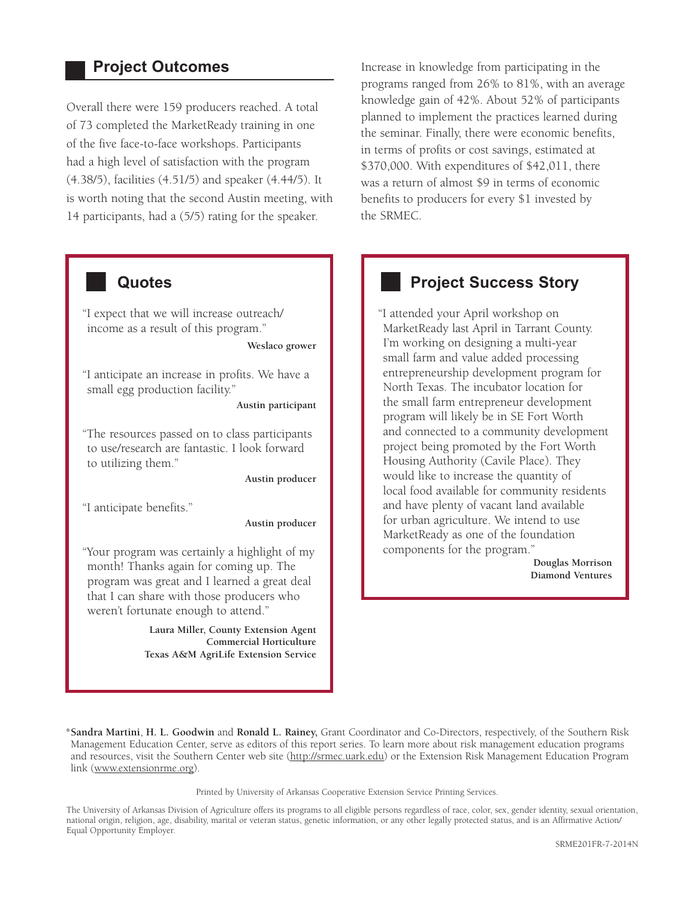## Project Outcomes

Overall there were 159 producers reached. A total of 73 completed the MarketReady training in one of the five face-to-face workshops. Participants had a high level of satisfaction with the program (4.38/5), facilities (4.51/5) and speaker (4.44/5). It is worth noting that the second Austin meeting, with 14 participants, had a (5/5) rating for the speaker.

Increase in knowledge from participating in the programs ranged from 26% to 81%, with an average knowledge gain of 42%. About 52% of participants planned to implement the practices learned during the seminar. Finally, there were economic benefits, in terms of profits or cost savings, estimated at $370,000. With expenditures of $42,011, there was a return of almost $9 in terms of economic benefits to producers for every $1 invested by the SRMEC.

## Quotes

"I expect that we will increase outreach/income as a result of this program."

**Weslaco grower**

"I anticipate an increase in profits. We have a small egg production facility."

**Austin participant**

"The resources passed on to class participants to use/research are fantastic. I look forward to utilizing them."

**Austin producer**

"I anticipate benefits."

**Austin producer**

"Your program was certainly a highlight of my month! Thanks again for coming up. The program was great and I learned a great deal that I can share with those producers who weren't fortunate enough to attend."

**Laura Miller, County Extension Agent**
**Commercial Horticulture**
**Texas A&M AgriLife Extension Service**

## Project Success Story

"I attended your April workshop on MarketReady last April in Tarrant County. I'm working on designing a multi-year small farm and value added processing entrepreneurship development program for North Texas. The incubator location for the small farm entrepreneur development program will likely be in SE Fort Worth and connected to a community development project being promoted by the Fort Worth Housing Authority (Cavile Place). They would like to increase the quantity of local food available for community residents and have plenty of vacant land available for urban agriculture. We intend to use MarketReady as one of the foundation components for the program."

**Douglas Morrison**
**Diamond Ventures**

*__Sandra Martini__, **H. L. Goodwin** and **Ronald L. Rainey,** Grant Coordinator and Co-Directors, respectively, of the Southern Risk Management Education Center, serve as editors of this report series. To learn more about risk management education programs and resources, visit the Southern Center web site (http://srmec.uark.edu) or the Extension Risk Management Education Program link (www.extensionrme.org).

Printed by University of Arkansas Cooperative Extension Service Printing Services.

The University of Arkansas Division of Agriculture offers its programs to all eligible persons regardless of race, color, sex, gender identity, sexual orientation, national origin, religion, age, disability, marital or veteran status, genetic information, or any other legally protected status, and is an Affirmative Action/Equal Opportunity Employer.

SRME201FR-7-2014N